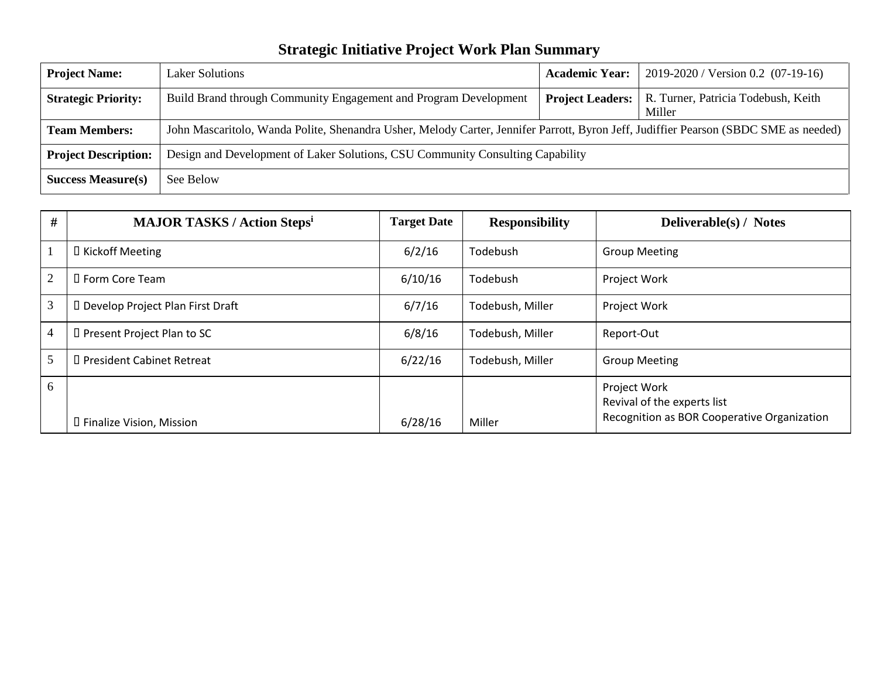# Strategic Initiative Project Work Plan Summary

| **Project Name:** | Laker Solutions | **Academic Year:** | 2019-2020 / Version 0.2 (07-19-16) |
|---|---|---|---|
| **Strategic Priority:** | Build Brand through Community Engagement and Program Development | **Project Leaders:** | R. Turner, Patricia Todebush, Keith Miller |
| **Team Members:** | John Mascaritolo, Wanda Polite, Shenandra Usher, Melody Carter, Jennifer Parrott, Byron Jeff, Judiffier Pearson (SBDC SME as needed) | | |
| **Project Description:** | Design and Development of Laker Solutions, CSU Community Consulting Capability | | |
| **Success Measure(s)** | See Below | | |

| # | MAJOR TASKS / Action Steps[i] | Target Date | Responsibility | Deliverable(s) / Notes |
|---|---|---|---|---|
| 1 |  Kickoff Meeting | 6/2/16 | Todebush | Group Meeting |
| 2 |  Form Core Team | 6/10/16 | Todebush | Project Work |
| 3 |  Develop Project Plan First Draft | 6/7/16 | Todebush, Miller | Project Work |
| 4 |  Present Project Plan to SC | 6/8/16 | Todebush, Miller | Report-Out |
| 5 |  President Cabinet Retreat | 6/22/16 | Todebush, Miller | Group Meeting |
| 6 |  Finalize Vision, Mission | 6/28/16 | Miller | Project Work<br>Revival of the experts list<br>Recognition as BOR Cooperative Organization |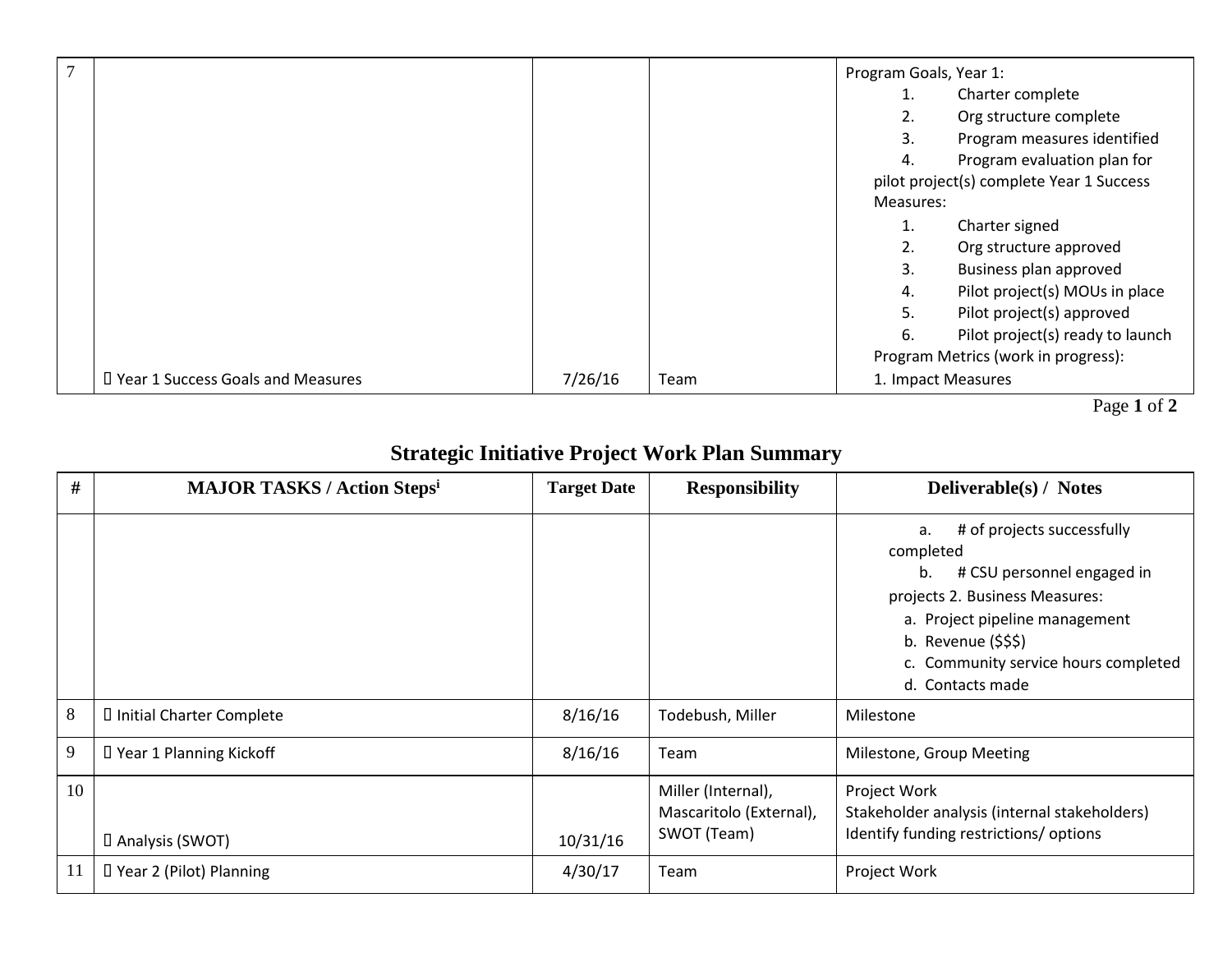| # | MAJOR TASKS / Action Steps[i] | Target Date | Responsibility | Deliverable(s) / Notes |
|---|---|---|---|---|
| 7 |  Year 1 Success Goals and Measures | 7/26/16 | Team | Program Goals, Year 1:<br>1. Charter complete<br>2. Org structure complete<br>3. Program measures identified<br>4. Program evaluation plan for pilot project(s) complete Year 1 Success Measures:<br>1. Charter signed<br>2. Org structure approved<br>3. Business plan approved<br>4. Pilot project(s) MOUs in place<br>5. Pilot project(s) approved<br>6. Pilot project(s) ready to launch<br>Program Metrics (work in progress):<br>1. Impact Measures<br>a. # of projects successfully completed<br>b. # CSU personnel engaged in projects 2. Business Measures:<br>a. Project pipeline management<br>b. Revenue ($$$)<br>c. Community service hours completed<br>d. Contacts made |
| 8 |  Initial Charter Complete | 8/16/16 | Todebush, Miller | Milestone |
| 9 |  Year 1 Planning Kickoff | 8/16/16 | Team | Milestone, Group Meeting |
| 10 |  Analysis (SWOT) | 10/31/16 | Miller (Internal), Mascaritolo (External), SWOT (Team) | Project Work<br>Stakeholder analysis (internal stakeholders)<br>Identify funding restrictions/ options |
| 11 |  Year 2 (Pilot) Planning | 4/30/17 | Team | Project Work |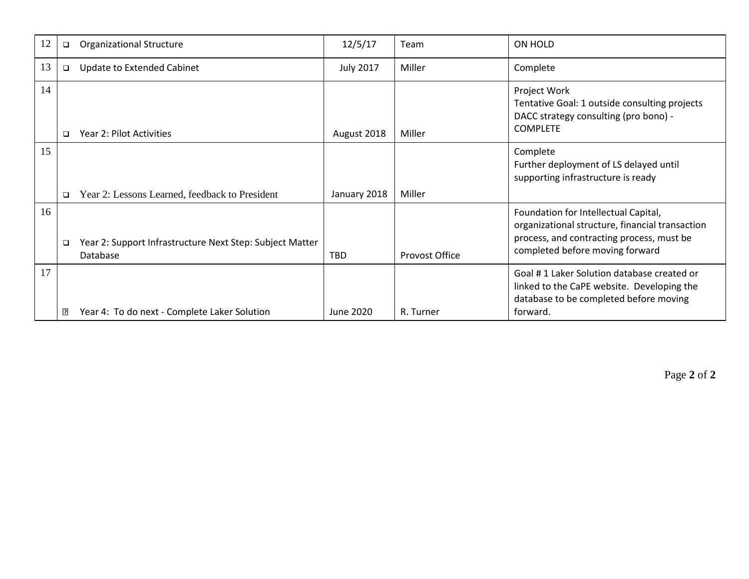| | | | | |
|---|---|---|---|---|
| 12 | ❑ Organizational Structure | 12/5/17 | Team | ON HOLD |
| 13 | ❑ Update to Extended Cabinet | July 2017 | Miller | Complete |
| 14 | ❑ Year 2: Pilot Activities | August 2018 | Miller | Project Work<br>Tentative Goal: 1 outside consulting projects<br>DACC strategy consulting (pro bono) - COMPLETE |
| 15 | ❑ Year 2: Lessons Learned, feedback to President | January 2018 | Miller | Complete<br>Further deployment of LS delayed until supporting infrastructure is ready |
| 16 | ❑ Year 2: Support Infrastructure Next Step: Subject Matter Database | TBD | Provost Office | Foundation for Intellectual Capital, organizational structure, financial transaction process, and contracting process, must be completed before moving forward |
| 17 | ❑ Year 4: To do next - Complete Laker Solution | June 2020 | R. Turner | Goal # 1 Laker Solution database created or linked to the CaPE website. Developing the database to be completed before moving forward. |